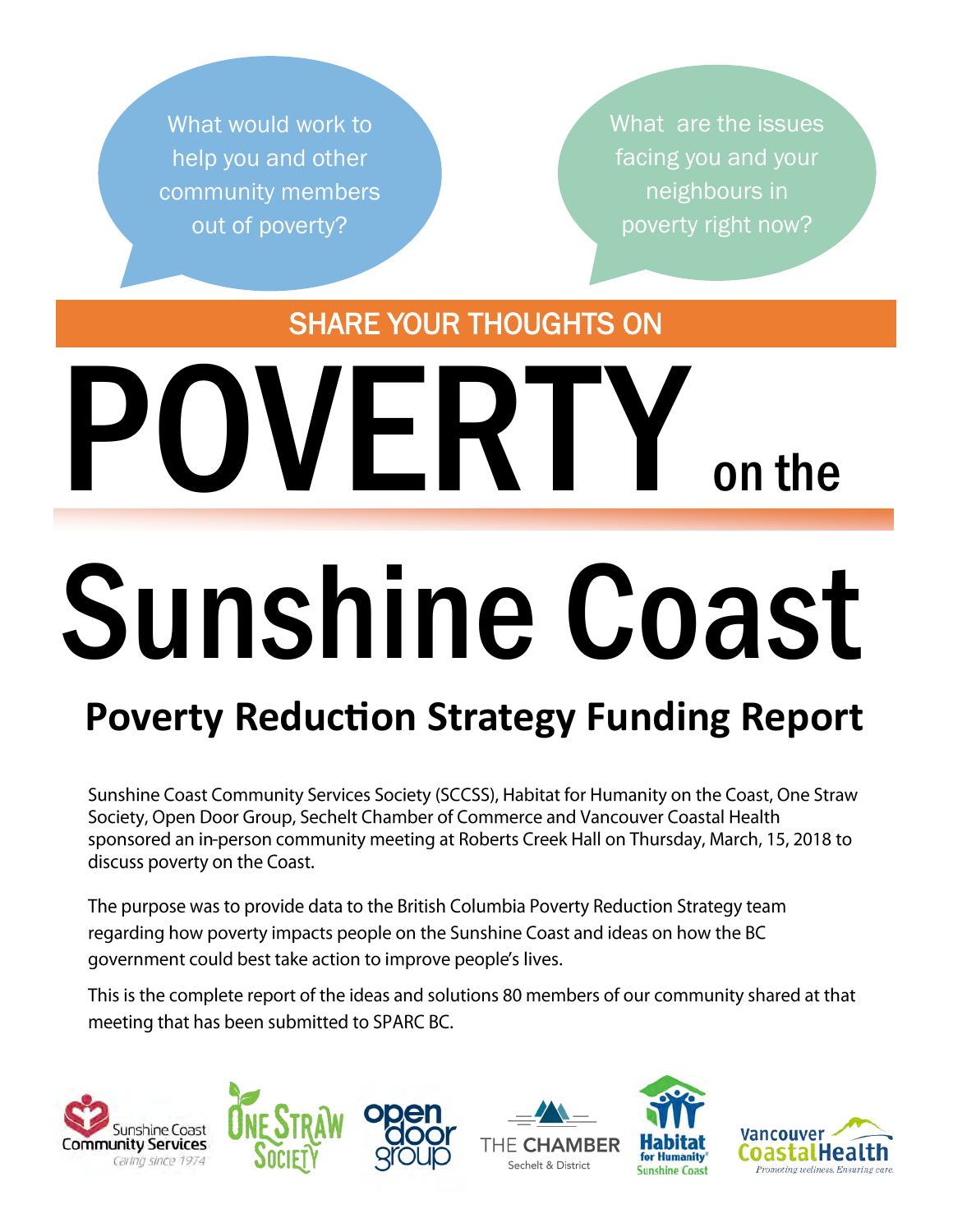What would work to help you and other community members out of poverty?

What are the issues facing you and your neighbours in poverty right now?

SHARE YOUR THOUGHTS ON

# POVERTY on the Sunshine Coast

## Poverty Reduction Strategy Funding Report

Sunshine Coast Community Services Society (SCCSS), Habitat for Humanity on the Coast, One Straw Society, Open Door Group, Sechelt Chamber of Commerce and Vancouver Coastal Health sponsored an in-person community meeting at Roberts Creek Hall on Thursday, March, 15, 2018 to discuss poverty on the Coast.

The purpose was to provide data to the British Columbia Poverty Reduction Strategy team regarding how poverty impacts people on the Sunshine Coast and ideas on how the BC government could best take action to improve people's lives.

This is the complete report of the ideas and solutions 80 members of our community shared at that meeting that has been submitted to SPARC BC.

Sunshine Coast Community Services Caring since 1974 | One Straw Society | open door group | THE CHAMBER Sechelt & District | Habitat for Humanity Sunshine Coast | Vancouver Coastal Health Promoting wellness. Ensuring care.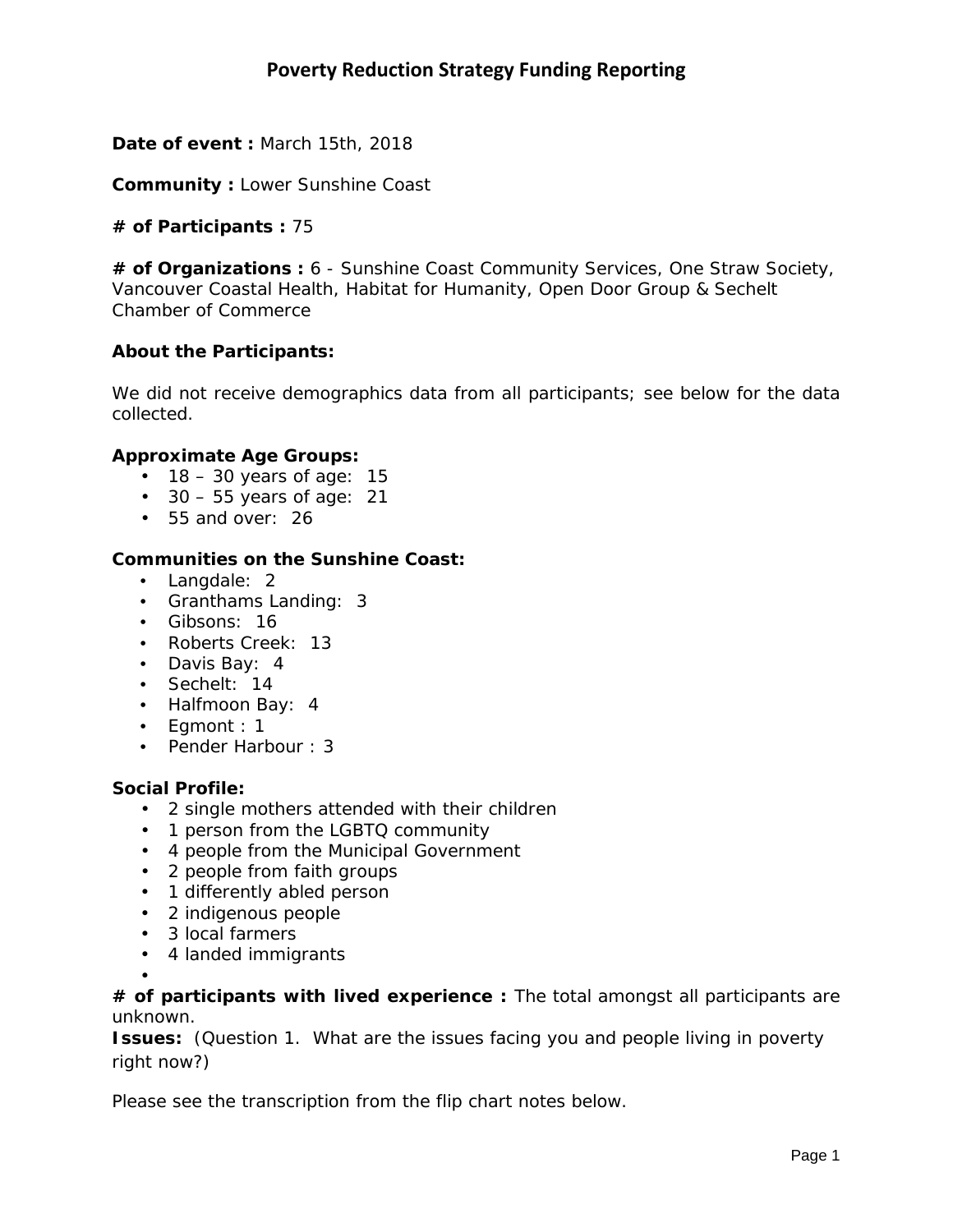# Poverty Reduction Strategy Funding Reporting

**Date of event :** March 15th, 2018

**Community :** Lower Sunshine Coast

**# of Participants :** 75

**# of Organizations :** 6 - Sunshine Coast Community Services, One Straw Society, Vancouver Coastal Health, Habitat for Humanity, Open Door Group & Sechelt Chamber of Commerce

**About the Participants:**

We did not receive demographics data from all participants; see below for the data collected.

**Approximate Age Groups:**

- 18 – 30 years of age: 15
- 30 – 55 years of age: 21
- 55 and over: 26

**Communities on the Sunshine Coast:**

- Langdale: 2
- Granthams Landing: 3
- Gibsons: 16
- Roberts Creek: 13
- Davis Bay: 4
- Sechelt: 14
- Halfmoon Bay: 4
- Egmont : 1
- Pender Harbour : 3

**Social Profile:**

- 2 single mothers attended with their children
- 1 person from the LGBTQ community
- 4 people from the Municipal Government
- 2 people from faith groups
- 1 differently abled person
- 2 indigenous people
- 3 local farmers
- 4 landed immigrants

**# of participants with lived experience :** The total amongst all participants are unknown.

**Issues:** (Question 1. What are the issues facing you and people living in poverty right now?)

Please see the transcription from the flip chart notes below.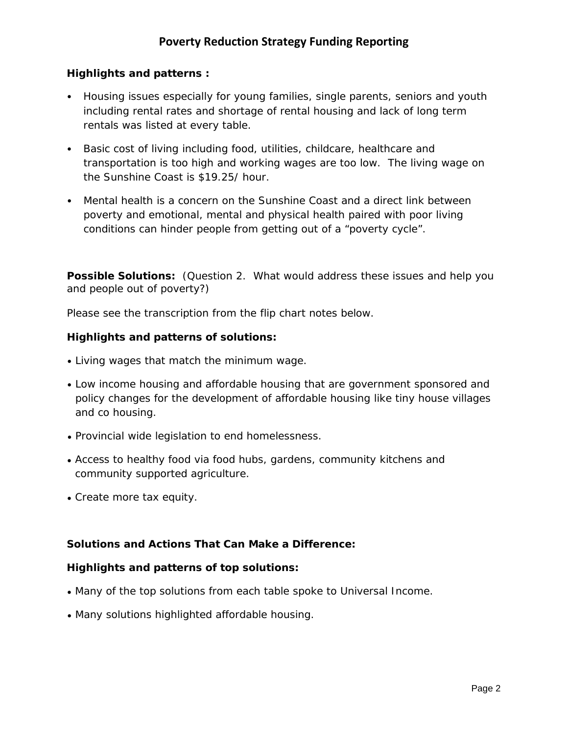## Poverty Reduction Strategy Funding Reporting

**Highlights and patterns :**

- Housing issues especially for young families, single parents, seniors and youth including rental rates and shortage of rental housing and lack of long term rentals was listed at every table.
- Basic cost of living including food, utilities, childcare, healthcare and transportation is too high and working wages are too low. The living wage on the Sunshine Coast is $19.25/ hour.
- Mental health is a concern on the Sunshine Coast and a direct link between poverty and emotional, mental and physical health paired with poor living conditions can hinder people from getting out of a "poverty cycle".

**Possible Solutions:** (Question 2. What would address these issues and help you and people out of poverty?)

Please see the transcription from the flip chart notes below.

**Highlights and patterns of solutions:**

- Living wages that match the minimum wage.
- Low income housing and affordable housing that are government sponsored and policy changes for the development of affordable housing like tiny house villages and co housing.
- Provincial wide legislation to end homelessness.
- Access to healthy food via food hubs, gardens, community kitchens and community supported agriculture.
- Create more tax equity.

**Solutions and Actions That Can Make a Difference:**

**Highlights and patterns of top solutions:**

- Many of the top solutions from each table spoke to Universal Income.
- Many solutions highlighted affordable housing.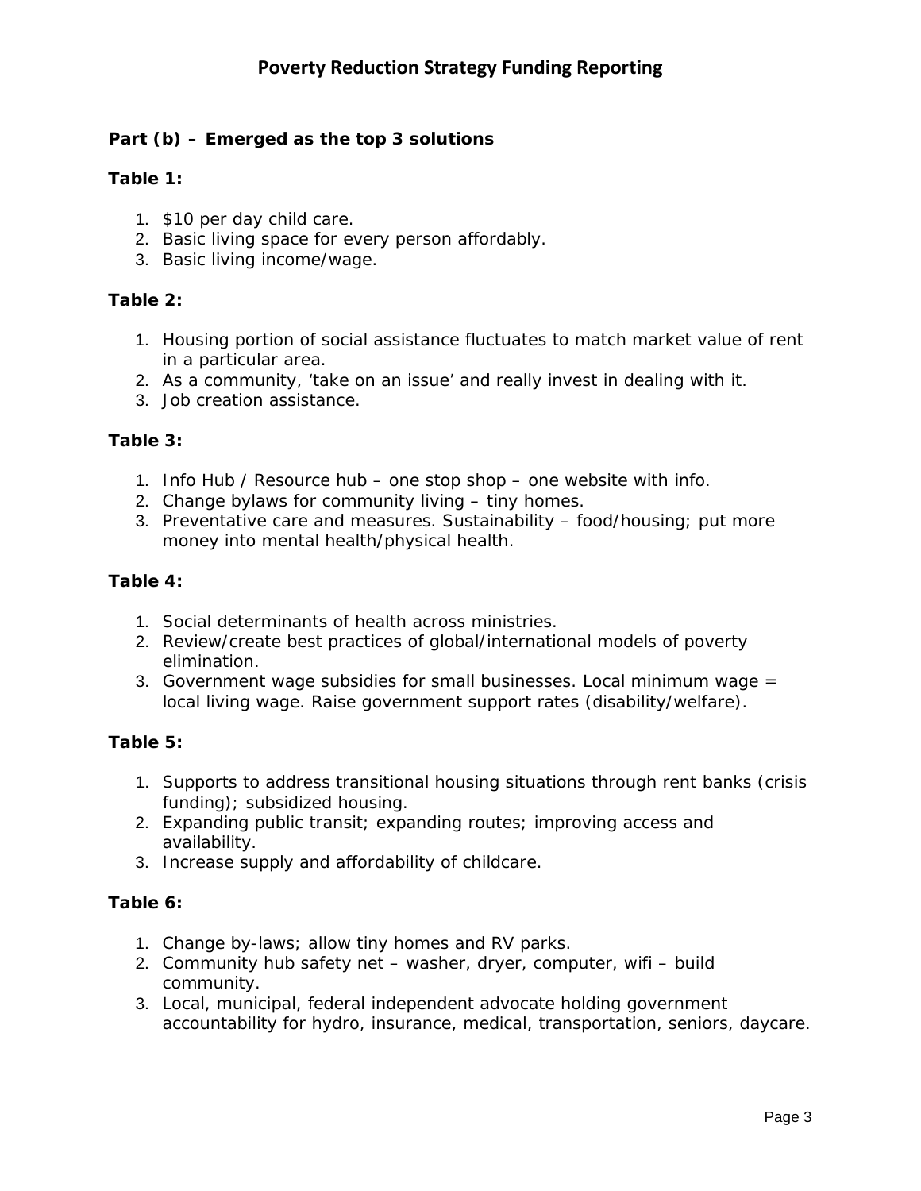**Part (b) – Emerged as the top 3 solutions**

**Table 1:**

1. $10 per day child care.
2. Basic living space for every person affordably.
3. Basic living income/wage.

**Table 2:**

1. Housing portion of social assistance fluctuates to match market value of rent in a particular area.
2. As a community, 'take on an issue' and really invest in dealing with it.
3. Job creation assistance.

**Table 3:**

1. Info Hub / Resource hub – one stop shop – one website with info.
2. Change bylaws for community living – tiny homes.
3. Preventative care and measures. Sustainability – food/housing; put more money into mental health/physical health.

**Table 4:**

1. Social determinants of health across ministries.
2. Review/create best practices of global/international models of poverty elimination.
3. Government wage subsidies for small businesses. Local minimum wage = local living wage. Raise government support rates (disability/welfare).

**Table 5:**

1. Supports to address transitional housing situations through rent banks (crisis funding); subsidized housing.
2. Expanding public transit; expanding routes; improving access and availability.
3. Increase supply and affordability of childcare.

**Table 6:**

1. Change by-laws; allow tiny homes and RV parks.
2. Community hub safety net – washer, dryer, computer, wifi – build community.
3. Local, municipal, federal independent advocate holding government accountability for hydro, insurance, medical, transportation, seniors, daycare.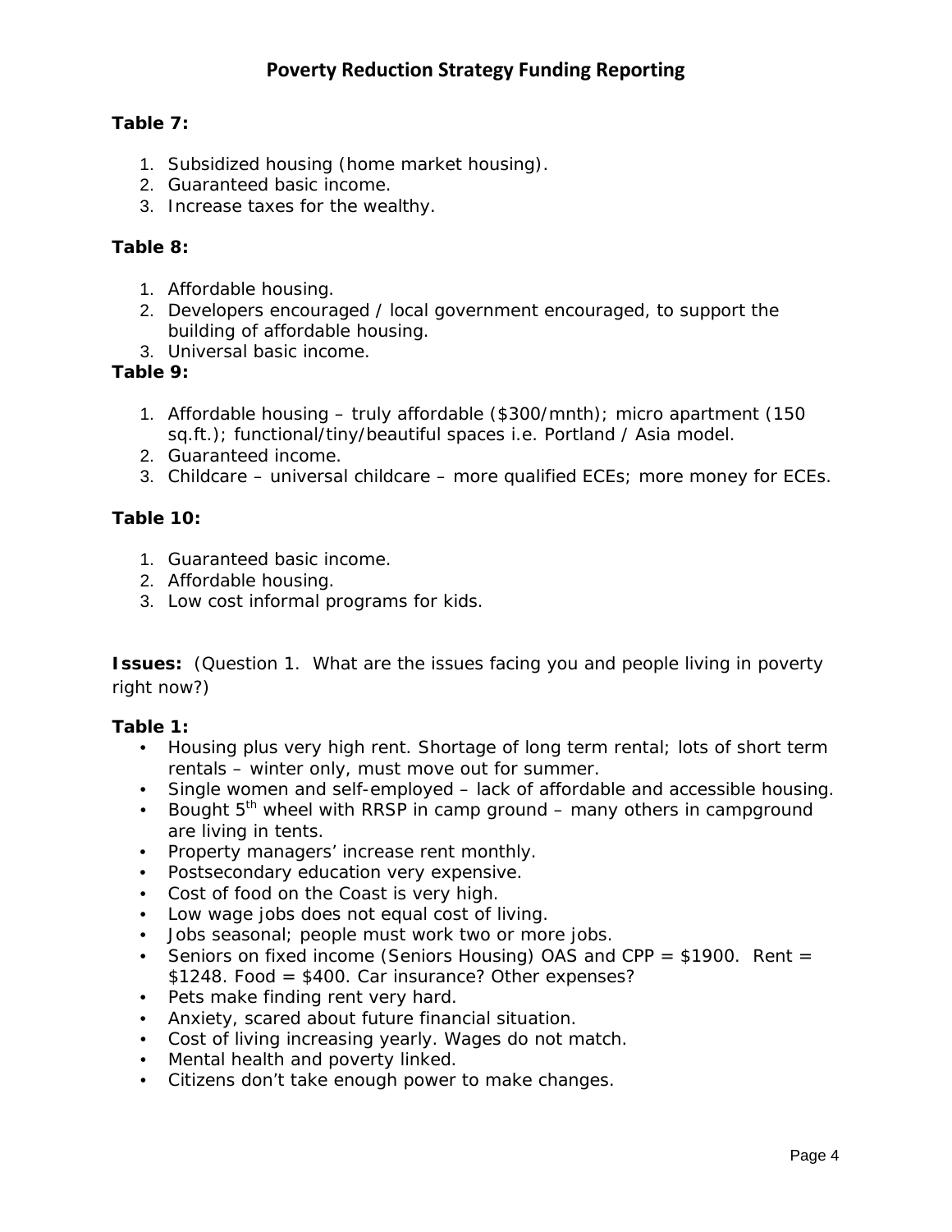**Table 7:**

1. Subsidized housing (home market housing).
2. Guaranteed basic income.
3. Increase taxes for the wealthy.

**Table 8:**

1. Affordable housing.
2. Developers encouraged / local government encouraged, to support the building of affordable housing.
3. Universal basic income.

**Table 9:**

1. Affordable housing – truly affordable ($300/mnth); micro apartment (150 sq.ft.); functional/tiny/beautiful spaces i.e. Portland / Asia model.
2. Guaranteed income.
3. Childcare – universal childcare – more qualified ECEs; more money for ECEs.

**Table 10:**

1. Guaranteed basic income.
2. Affordable housing.
3. Low cost informal programs for kids.

**Issues:** (Question 1. What are the issues facing you and people living in poverty right now?)

**Table 1:**

- Housing plus very high rent. Shortage of long term rental; lots of short term rentals – winter only, must move out for summer.
- Single women and self-employed – lack of affordable and accessible housing.
- Bought 5th wheel with RRSP in camp ground – many others in campground are living in tents.
- Property managers' increase rent monthly.
- Postsecondary education very expensive.
- Cost of food on the Coast is very high.
- Low wage jobs does not equal cost of living.
- Jobs seasonal; people must work two or more jobs.
- Seniors on fixed income (Seniors Housing) OAS and CPP = $1900. Rent = $1248. Food = $400. Car insurance? Other expenses?
- Pets make finding rent very hard.
- Anxiety, scared about future financial situation.
- Cost of living increasing yearly. Wages do not match.
- Mental health and poverty linked.
- Citizens don't take enough power to make changes.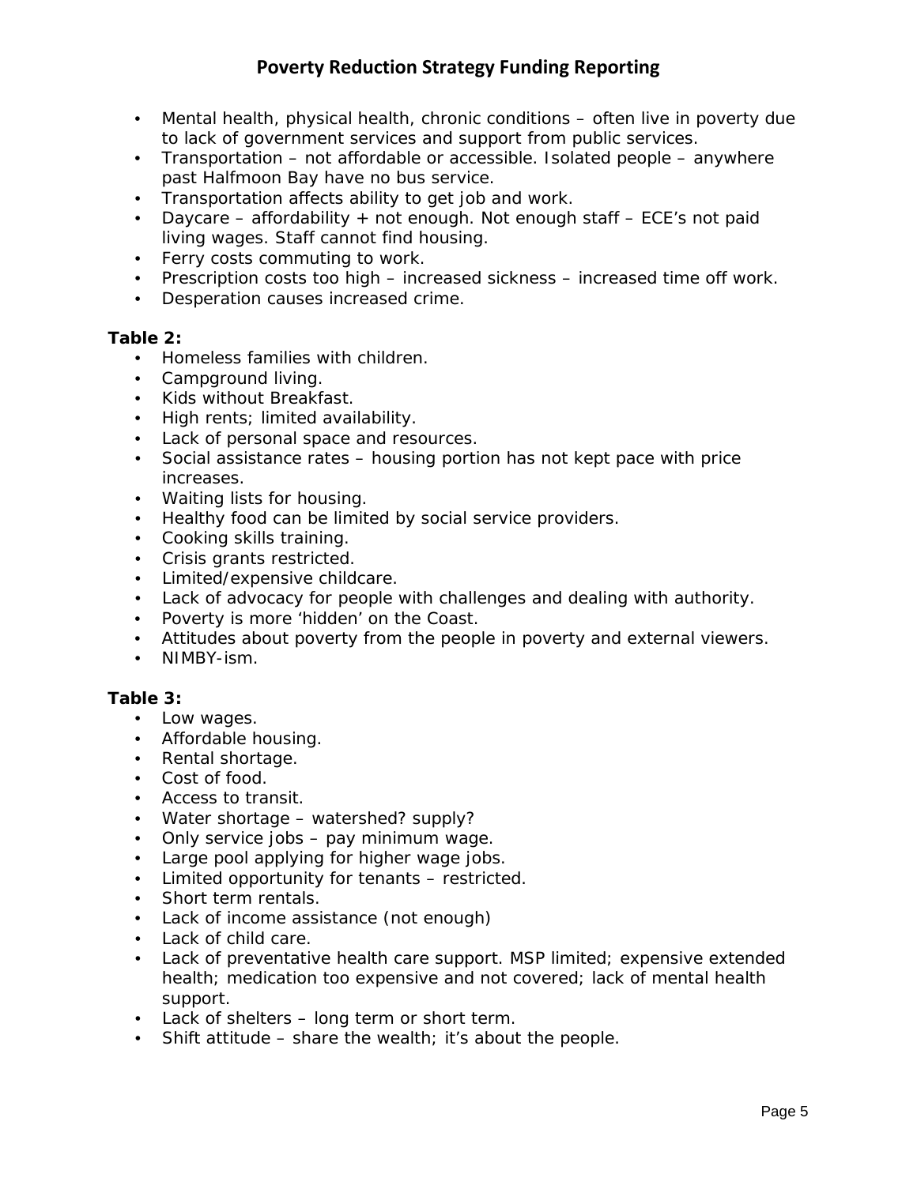- Mental health, physical health, chronic conditions – often live in poverty due to lack of government services and support from public services.
- Transportation – not affordable or accessible. Isolated people – anywhere past Halfmoon Bay have no bus service.
- Transportation affects ability to get job and work.
- Daycare – affordability + not enough. Not enough staff – ECE's not paid living wages. Staff cannot find housing.
- Ferry costs commuting to work.
- Prescription costs too high – increased sickness – increased time off work.
- Desperation causes increased crime.

**Table 2:**

- Homeless families with children.
- Campground living.
- Kids without Breakfast.
- High rents; limited availability.
- Lack of personal space and resources.
- Social assistance rates – housing portion has not kept pace with price increases.
- Waiting lists for housing.
- Healthy food can be limited by social service providers.
- Cooking skills training.
- Crisis grants restricted.
- Limited/expensive childcare.
- Lack of advocacy for people with challenges and dealing with authority.
- Poverty is more 'hidden' on the Coast.
- Attitudes about poverty from the people in poverty and external viewers.
- NIMBY-ism.

**Table 3:**

- Low wages.
- Affordable housing.
- Rental shortage.
- Cost of food.
- Access to transit.
- Water shortage – watershed? supply?
- Only service jobs – pay minimum wage.
- Large pool applying for higher wage jobs.
- Limited opportunity for tenants – restricted.
- Short term rentals.
- Lack of income assistance (not enough)
- Lack of child care.
- Lack of preventative health care support. MSP limited; expensive extended health; medication too expensive and not covered; lack of mental health support.
- Lack of shelters – long term or short term.
- Shift attitude – share the wealth; it's about the people.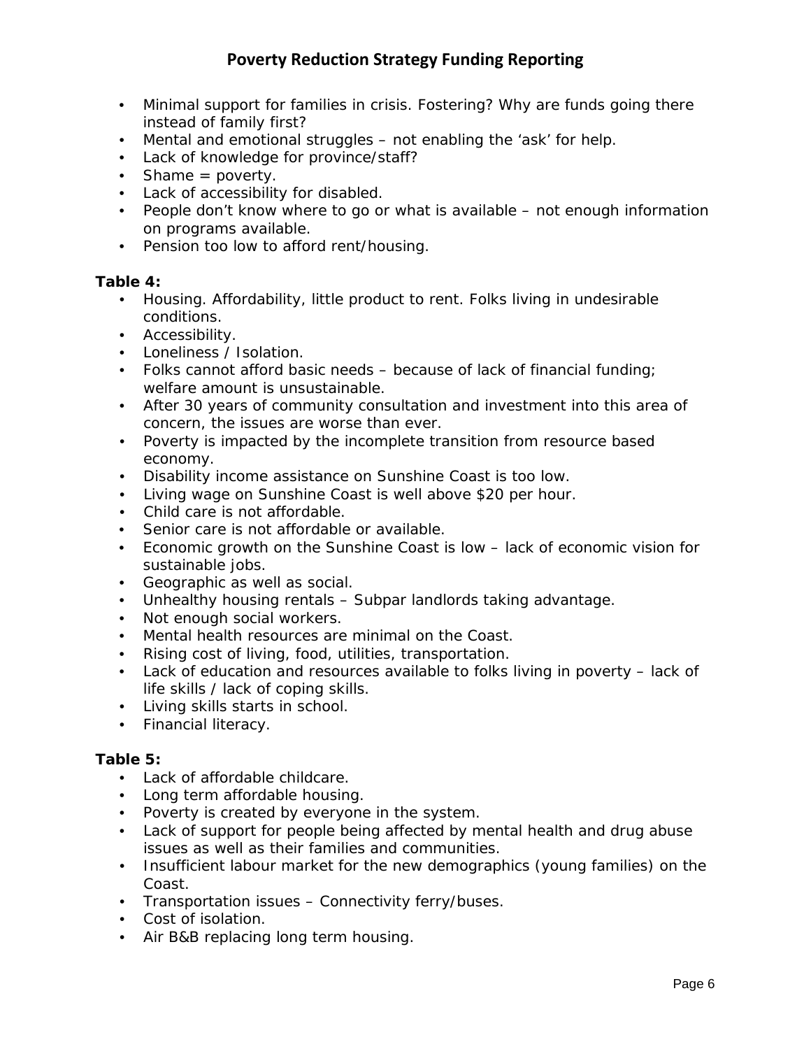- Minimal support for families in crisis. Fostering? Why are funds going there instead of family first?
- Mental and emotional struggles – not enabling the 'ask' for help.
- Lack of knowledge for province/staff?
- Shame = poverty.
- Lack of accessibility for disabled.
- People don't know where to go or what is available – not enough information on programs available.
- Pension too low to afford rent/housing.

**Table 4:**

- Housing. Affordability, little product to rent. Folks living in undesirable conditions.
- Accessibility.
- Loneliness / Isolation.
- Folks cannot afford basic needs – because of lack of financial funding; welfare amount is unsustainable.
- After 30 years of community consultation and investment into this area of concern, the issues are worse than ever.
- Poverty is impacted by the incomplete transition from resource based economy.
- Disability income assistance on Sunshine Coast is too low.
- Living wage on Sunshine Coast is well above $20 per hour.
- Child care is not affordable.
- Senior care is not affordable or available.
- Economic growth on the Sunshine Coast is low – lack of economic vision for sustainable jobs.
- Geographic as well as social.
- Unhealthy housing rentals – Subpar landlords taking advantage.
- Not enough social workers.
- Mental health resources are minimal on the Coast.
- Rising cost of living, food, utilities, transportation.
- Lack of education and resources available to folks living in poverty – lack of life skills / lack of coping skills.
- Living skills starts in school.
- Financial literacy.

**Table 5:**

- Lack of affordable childcare.
- Long term affordable housing.
- Poverty is created by everyone in the system.
- Lack of support for people being affected by mental health and drug abuse issues as well as their families and communities.
- Insufficient labour market for the new demographics (young families) on the Coast.
- Transportation issues – Connectivity ferry/buses.
- Cost of isolation.
- Air B&B replacing long term housing.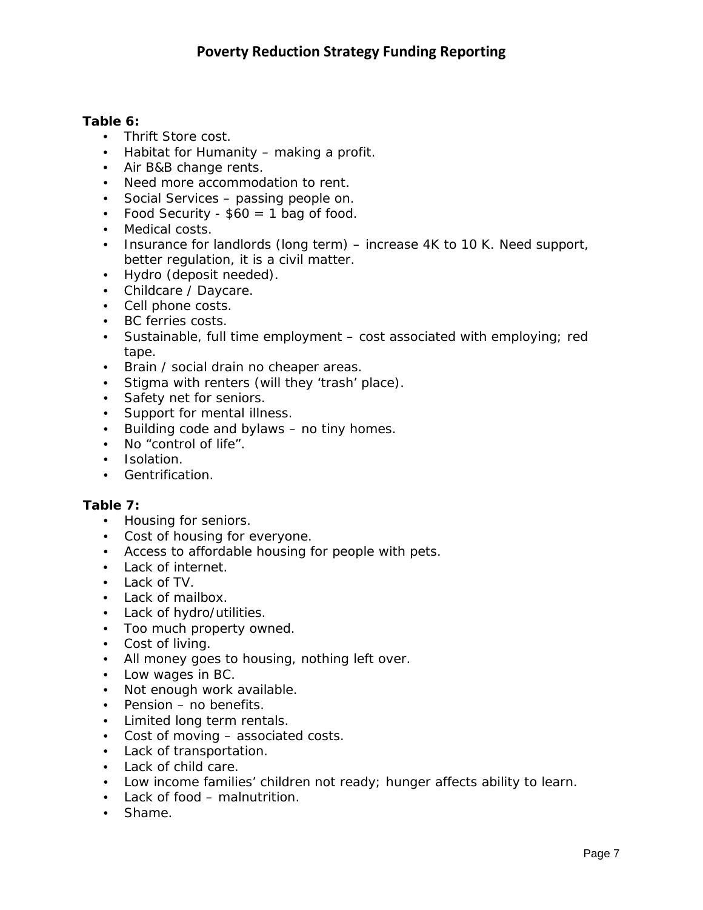**Table 6:**

- Thrift Store cost.
- Habitat for Humanity – making a profit.
- Air B&B change rents.
- Need more accommodation to rent.
- Social Services – passing people on.
- Food Security - $60 = 1 bag of food.
- Medical costs.
- Insurance for landlords (long term) – increase 4K to 10 K. Need support, better regulation, it is a civil matter.
- Hydro (deposit needed).
- Childcare / Daycare.
- Cell phone costs.
- BC ferries costs.
- Sustainable, full time employment – cost associated with employing; red tape.
- Brain / social drain no cheaper areas.
- Stigma with renters (will they 'trash' place).
- Safety net for seniors.
- Support for mental illness.
- Building code and bylaws – no tiny homes.
- No "control of life".
- Isolation.
- Gentrification.

**Table 7:**

- Housing for seniors.
- Cost of housing for everyone.
- Access to affordable housing for people with pets.
- Lack of internet.
- Lack of TV.
- Lack of mailbox.
- Lack of hydro/utilities.
- Too much property owned.
- Cost of living.
- All money goes to housing, nothing left over.
- Low wages in BC.
- Not enough work available.
- Pension – no benefits.
- Limited long term rentals.
- Cost of moving – associated costs.
- Lack of transportation.
- Lack of child care.
- Low income families' children not ready; hunger affects ability to learn.
- Lack of food – malnutrition.
- Shame.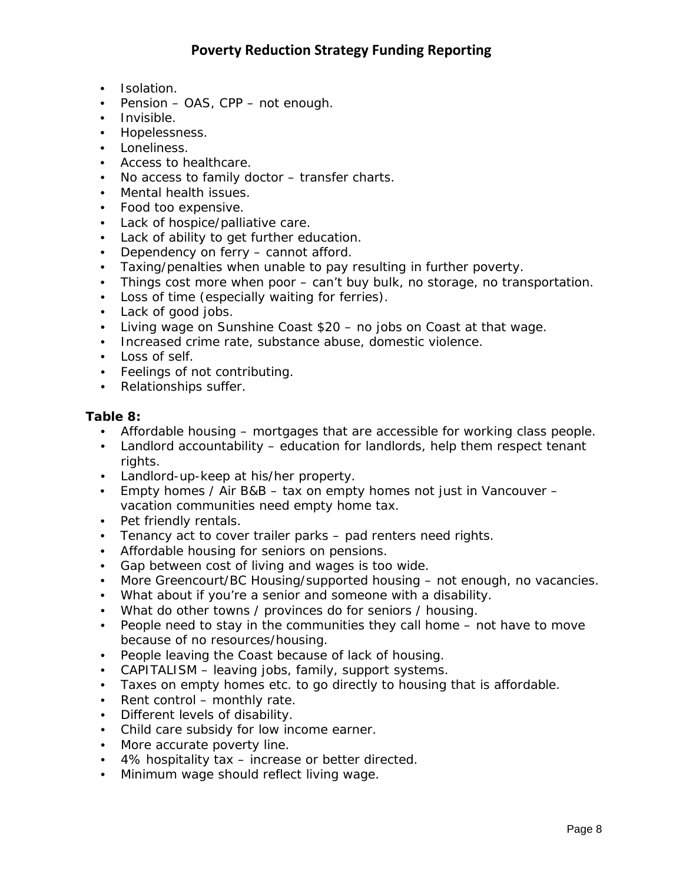- Isolation.
- Pension – OAS, CPP – not enough.
- Invisible.
- Hopelessness.
- Loneliness.
- Access to healthcare.
- No access to family doctor – transfer charts.
- Mental health issues.
- Food too expensive.
- Lack of hospice/palliative care.
- Lack of ability to get further education.
- Dependency on ferry – cannot afford.
- Taxing/penalties when unable to pay resulting in further poverty.
- Things cost more when poor – can't buy bulk, no storage, no transportation.
- Loss of time (especially waiting for ferries).
- Lack of good jobs.
- Living wage on Sunshine Coast $20 – no jobs on Coast at that wage.
- Increased crime rate, substance abuse, domestic violence.
- Loss of self.
- Feelings of not contributing.
- Relationships suffer.

**Table 8:**

- Affordable housing – mortgages that are accessible for working class people.
- Landlord accountability – education for landlords, help them respect tenant rights.
- Landlord-up-keep at his/her property.
- Empty homes / Air B&B – tax on empty homes not just in Vancouver – vacation communities need empty home tax.
- Pet friendly rentals.
- Tenancy act to cover trailer parks – pad renters need rights.
- Affordable housing for seniors on pensions.
- Gap between cost of living and wages is too wide.
- More Greencourt/BC Housing/supported housing – not enough, no vacancies.
- What about if you're a senior and someone with a disability.
- What do other towns / provinces do for seniors / housing.
- People need to stay in the communities they call home – not have to move because of no resources/housing.
- People leaving the Coast because of lack of housing.
- CAPITALISM – leaving jobs, family, support systems.
- Taxes on empty homes etc. to go directly to housing that is affordable.
- Rent control – monthly rate.
- Different levels of disability.
- Child care subsidy for low income earner.
- More accurate poverty line.
- 4% hospitality tax – increase or better directed.
- Minimum wage should reflect living wage.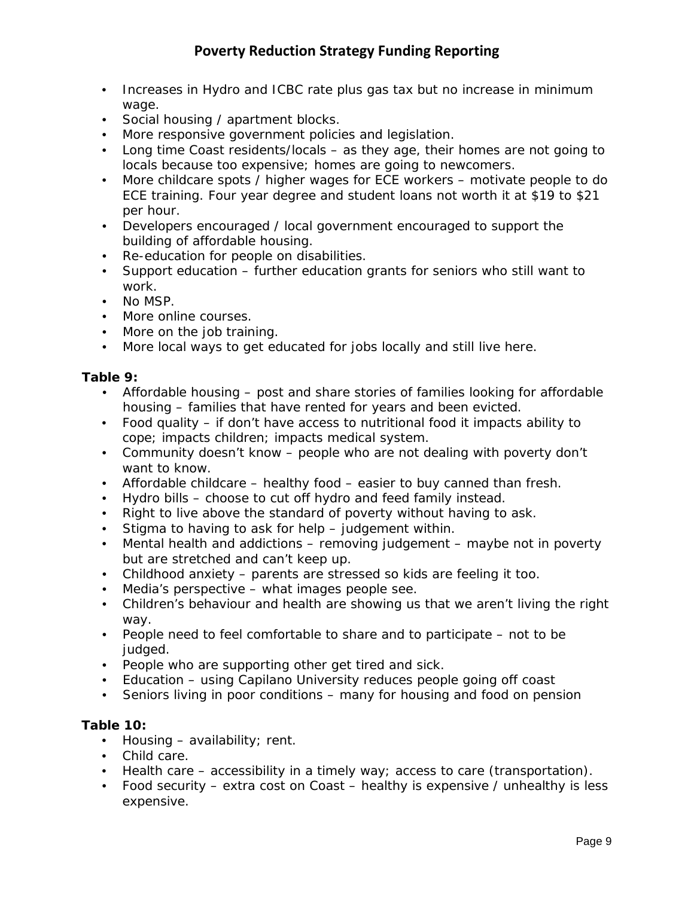- Increases in Hydro and ICBC rate plus gas tax but no increase in minimum wage.
- Social housing / apartment blocks.
- More responsive government policies and legislation.
- Long time Coast residents/locals – as they age, their homes are not going to locals because too expensive; homes are going to newcomers.
- More childcare spots / higher wages for ECE workers – motivate people to do ECE training. Four year degree and student loans not worth it at $19 to $21 per hour.
- Developers encouraged / local government encouraged to support the building of affordable housing.
- Re-education for people on disabilities.
- Support education – further education grants for seniors who still want to work.
- No MSP.
- More online courses.
- More on the job training.
- More local ways to get educated for jobs locally and still live here.

**Table 9:**

- Affordable housing – post and share stories of families looking for affordable housing – families that have rented for years and been evicted.
- Food quality – if don't have access to nutritional food it impacts ability to cope; impacts children; impacts medical system.
- Community doesn't know – people who are not dealing with poverty don't want to know.
- Affordable childcare – healthy food – easier to buy canned than fresh.
- Hydro bills – choose to cut off hydro and feed family instead.
- Right to live above the standard of poverty without having to ask.
- Stigma to having to ask for help – judgement within.
- Mental health and addictions – removing judgement – maybe not in poverty but are stretched and can't keep up.
- Childhood anxiety – parents are stressed so kids are feeling it too.
- Media's perspective – what images people see.
- Children's behaviour and health are showing us that we aren't living the right way.
- People need to feel comfortable to share and to participate – not to be judged.
- People who are supporting other get tired and sick.
- Education – using Capilano University reduces people going off coast
- Seniors living in poor conditions – many for housing and food on pension

**Table 10:**

- Housing – availability; rent.
- Child care.
- Health care – accessibility in a timely way; access to care (transportation).
- Food security – extra cost on Coast – healthy is expensive / unhealthy is less expensive.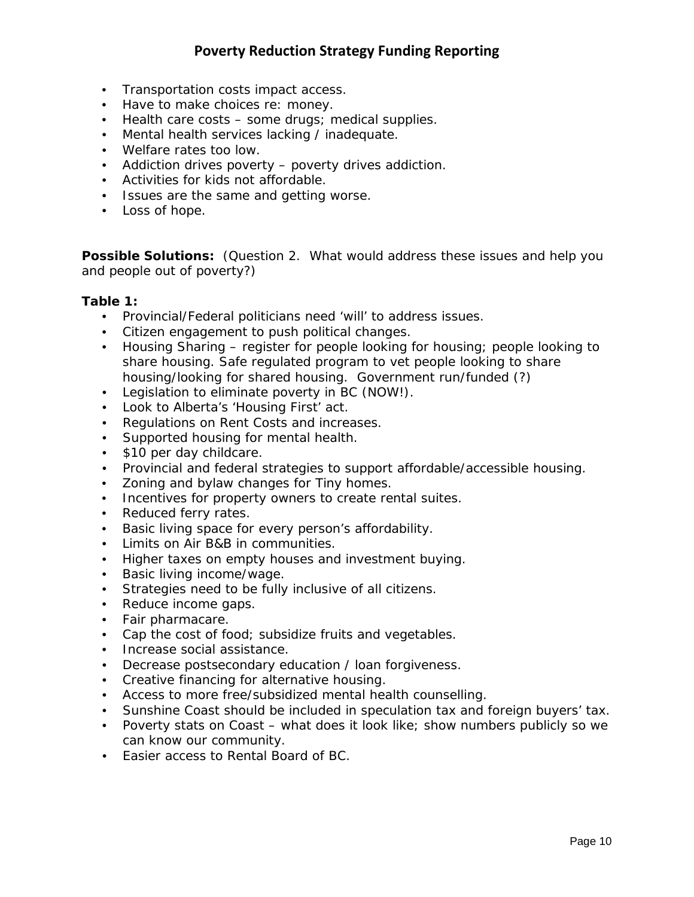- Transportation costs impact access.
- Have to make choices re: money.
- Health care costs – some drugs; medical supplies.
- Mental health services lacking / inadequate.
- Welfare rates too low.
- Addiction drives poverty – poverty drives addiction.
- Activities for kids not affordable.
- Issues are the same and getting worse.
- Loss of hope.

**Possible Solutions:** (Question 2. What would address these issues and help you and people out of poverty?)

**Table 1:**

- Provincial/Federal politicians need 'will' to address issues.
- Citizen engagement to push political changes.
- Housing Sharing – register for people looking for housing; people looking to share housing. Safe regulated program to vet people looking to share housing/looking for shared housing. Government run/funded (?)
- Legislation to eliminate poverty in BC (NOW!).
- Look to Alberta's 'Housing First' act.
- Regulations on Rent Costs and increases.
- Supported housing for mental health.
- $10 per day childcare.
- Provincial and federal strategies to support affordable/accessible housing.
- Zoning and bylaw changes for Tiny homes.
- Incentives for property owners to create rental suites.
- Reduced ferry rates.
- Basic living space for every person's affordability.
- Limits on Air B&B in communities.
- Higher taxes on empty houses and investment buying.
- Basic living income/wage.
- Strategies need to be fully inclusive of all citizens.
- Reduce income gaps.
- Fair pharmacare.
- Cap the cost of food; subsidize fruits and vegetables.
- Increase social assistance.
- Decrease postsecondary education / loan forgiveness.
- Creative financing for alternative housing.
- Access to more free/subsidized mental health counselling.
- Sunshine Coast should be included in speculation tax and foreign buyers' tax.
- Poverty stats on Coast – what does it look like; show numbers publicly so we can know our community.
- Easier access to Rental Board of BC.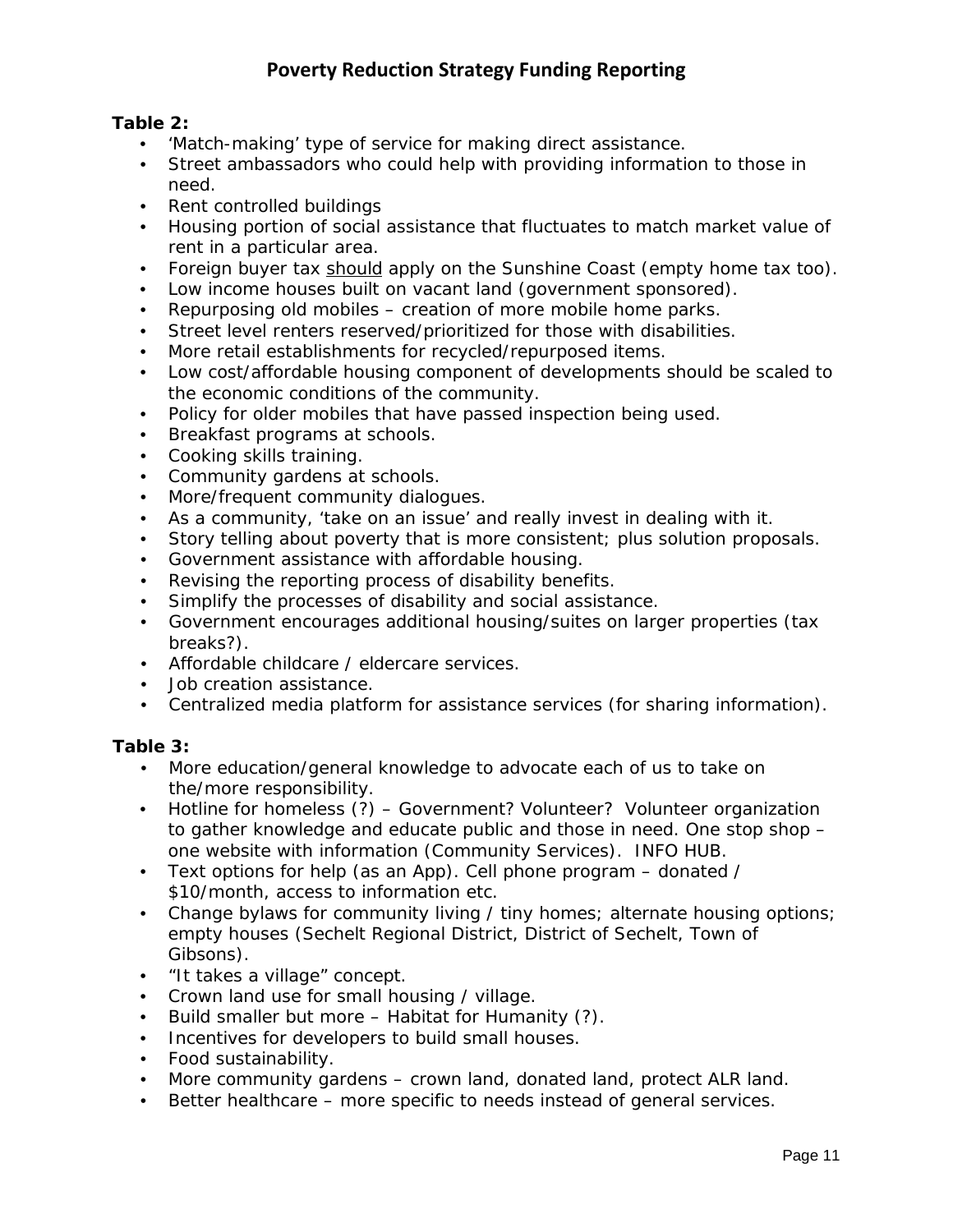## Poverty Reduction Strategy Funding Reporting

**Table 2:**

- 'Match-making' type of service for making direct assistance.
- Street ambassadors who could help with providing information to those in need.
- Rent controlled buildings
- Housing portion of social assistance that fluctuates to match market value of rent in a particular area.
- Foreign buyer tax <u>should</u> apply on the Sunshine Coast (empty home tax too).
- Low income houses built on vacant land (government sponsored).
- Repurposing old mobiles – creation of more mobile home parks.
- Street level renters reserved/prioritized for those with disabilities.
- More retail establishments for recycled/repurposed items.
- Low cost/affordable housing component of developments should be scaled to the economic conditions of the community.
- Policy for older mobiles that have passed inspection being used.
- Breakfast programs at schools.
- Cooking skills training.
- Community gardens at schools.
- More/frequent community dialogues.
- As a community, 'take on an issue' and really invest in dealing with it.
- Story telling about poverty that is more consistent; plus solution proposals.
- Government assistance with affordable housing.
- Revising the reporting process of disability benefits.
- Simplify the processes of disability and social assistance.
- Government encourages additional housing/suites on larger properties (tax breaks?).
- Affordable childcare / eldercare services.
- Job creation assistance.
- Centralized media platform for assistance services (for sharing information).

**Table 3:**

- More education/general knowledge to advocate each of us to take on the/more responsibility.
- Hotline for homeless (?) – Government? Volunteer? Volunteer organization to gather knowledge and educate public and those in need. One stop shop – one website with information (Community Services). INFO HUB.
- Text options for help (as an App). Cell phone program – donated / $10/month, access to information etc.
- Change bylaws for community living / tiny homes; alternate housing options; empty houses (Sechelt Regional District, District of Sechelt, Town of Gibsons).
- "It takes a village" concept.
- Crown land use for small housing / village.
- Build smaller but more – Habitat for Humanity (?).
- Incentives for developers to build small houses.
- Food sustainability.
- More community gardens – crown land, donated land, protect ALR land.
- Better healthcare – more specific to needs instead of general services.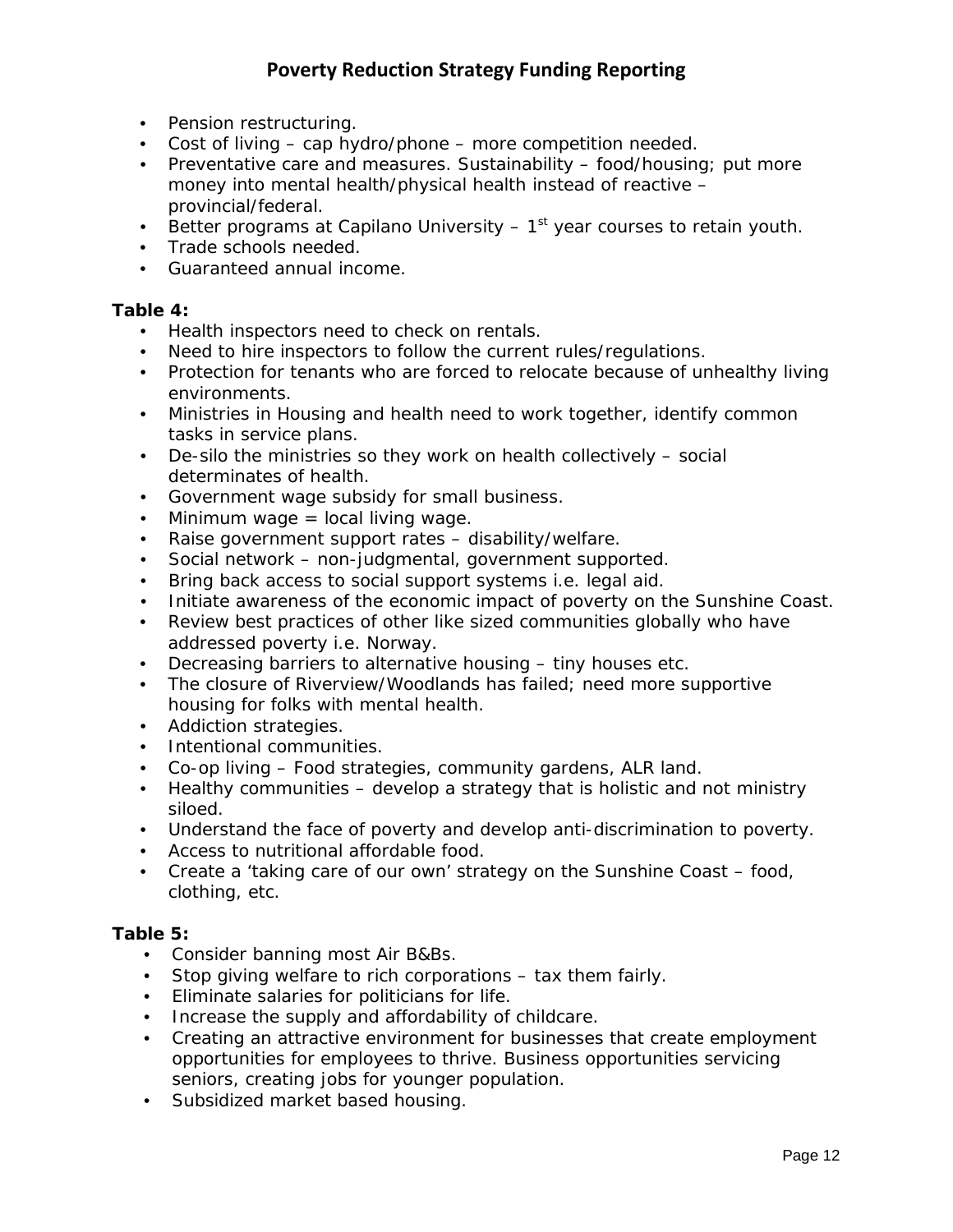- Pension restructuring.
- Cost of living – cap hydro/phone – more competition needed.
- Preventative care and measures. Sustainability – food/housing; put more money into mental health/physical health instead of reactive – provincial/federal.
- Better programs at Capilano University – 1st year courses to retain youth.
- Trade schools needed.
- Guaranteed annual income.

**Table 4:**

- Health inspectors need to check on rentals.
- Need to hire inspectors to follow the current rules/regulations.
- Protection for tenants who are forced to relocate because of unhealthy living environments.
- Ministries in Housing and health need to work together, identify common tasks in service plans.
- De-silo the ministries so they work on health collectively – social determinates of health.
- Government wage subsidy for small business.
- Minimum wage = local living wage.
- Raise government support rates – disability/welfare.
- Social network – non-judgmental, government supported.
- Bring back access to social support systems i.e. legal aid.
- Initiate awareness of the economic impact of poverty on the Sunshine Coast.
- Review best practices of other like sized communities globally who have addressed poverty i.e. Norway.
- Decreasing barriers to alternative housing – tiny houses etc.
- The closure of Riverview/Woodlands has failed; need more supportive housing for folks with mental health.
- Addiction strategies.
- Intentional communities.
- Co-op living – Food strategies, community gardens, ALR land.
- Healthy communities – develop a strategy that is holistic and not ministry siloed.
- Understand the face of poverty and develop anti-discrimination to poverty.
- Access to nutritional affordable food.
- Create a 'taking care of our own' strategy on the Sunshine Coast – food, clothing, etc.

**Table 5:**

- Consider banning most Air B&Bs.
- Stop giving welfare to rich corporations – tax them fairly.
- Eliminate salaries for politicians for life.
- Increase the supply and affordability of childcare.
- Creating an attractive environment for businesses that create employment opportunities for employees to thrive. Business opportunities servicing seniors, creating jobs for younger population.
- Subsidized market based housing.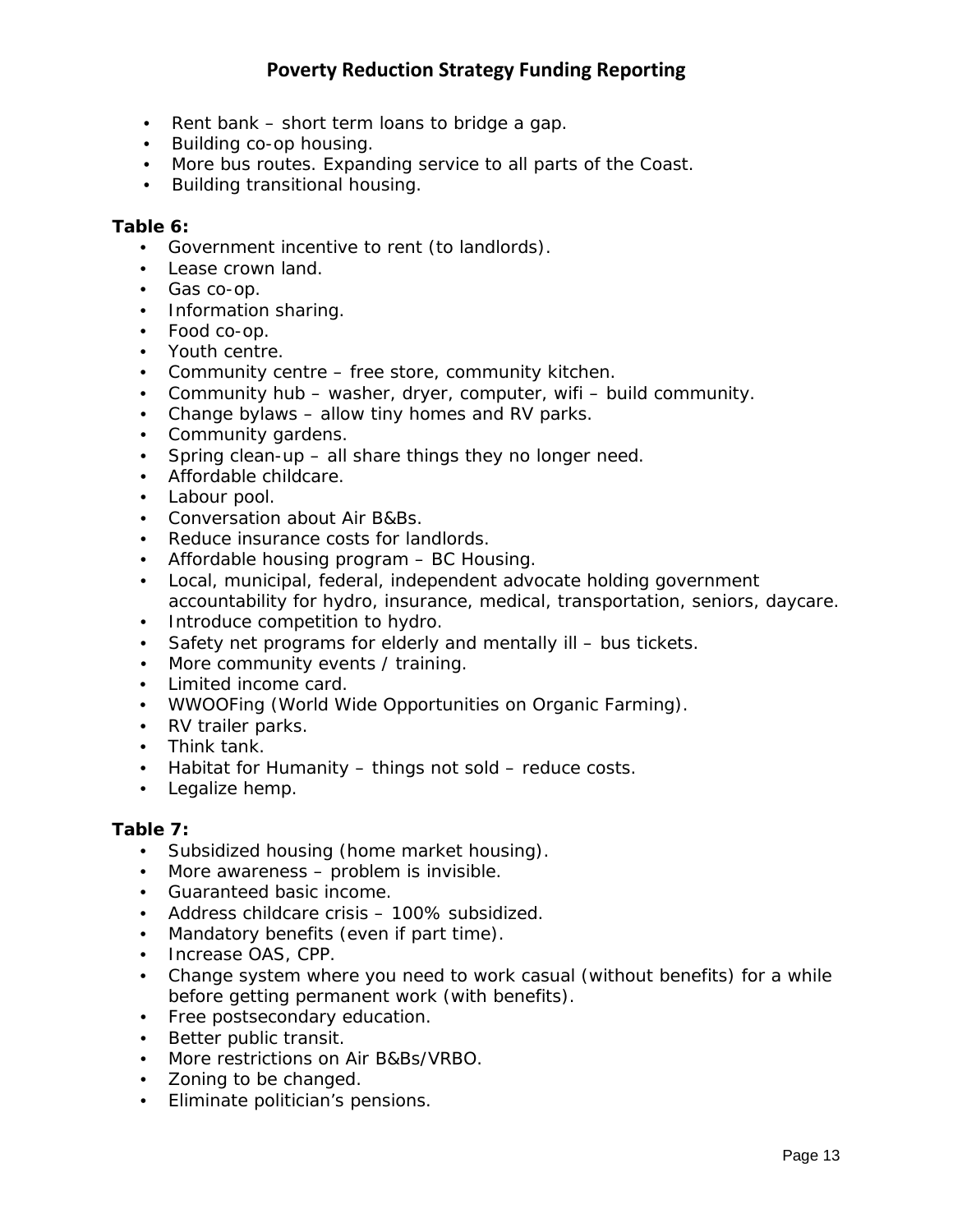- Rent bank – short term loans to bridge a gap.
- Building co-op housing.
- More bus routes. Expanding service to all parts of the Coast.
- Building transitional housing.

**Table 6:**

- Government incentive to rent (to landlords).
- Lease crown land.
- Gas co-op.
- Information sharing.
- Food co-op.
- Youth centre.
- Community centre – free store, community kitchen.
- Community hub – washer, dryer, computer, wifi – build community.
- Change bylaws – allow tiny homes and RV parks.
- Community gardens.
- Spring clean-up – all share things they no longer need.
- Affordable childcare.
- Labour pool.
- Conversation about Air B&Bs.
- Reduce insurance costs for landlords.
- Affordable housing program – BC Housing.
- Local, municipal, federal, independent advocate holding government accountability for hydro, insurance, medical, transportation, seniors, daycare.
- Introduce competition to hydro.
- Safety net programs for elderly and mentally ill – bus tickets.
- More community events / training.
- Limited income card.
- WWOOFing (World Wide Opportunities on Organic Farming).
- RV trailer parks.
- Think tank.
- Habitat for Humanity – things not sold – reduce costs.
- Legalize hemp.

**Table 7:**

- Subsidized housing (home market housing).
- More awareness – problem is invisible.
- Guaranteed basic income.
- Address childcare crisis – 100% subsidized.
- Mandatory benefits (even if part time).
- Increase OAS, CPP.
- Change system where you need to work casual (without benefits) for a while before getting permanent work (with benefits).
- Free postsecondary education.
- Better public transit.
- More restrictions on Air B&Bs/VRBO.
- Zoning to be changed.
- Eliminate politician's pensions.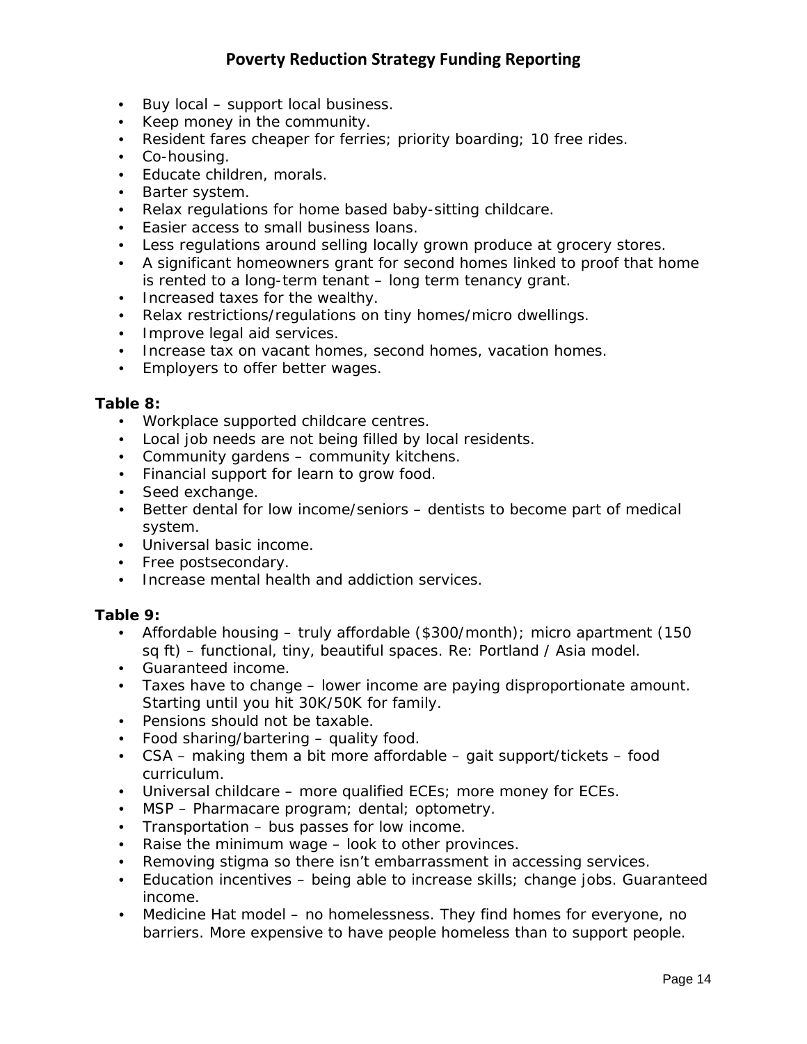- Buy local – support local business.
- Keep money in the community.
- Resident fares cheaper for ferries; priority boarding; 10 free rides.
- Co-housing.
- Educate children, morals.
- Barter system.
- Relax regulations for home based baby-sitting childcare.
- Easier access to small business loans.
- Less regulations around selling locally grown produce at grocery stores.
- A significant homeowners grant for second homes linked to proof that home is rented to a long-term tenant – long term tenancy grant.
- Increased taxes for the wealthy.
- Relax restrictions/regulations on tiny homes/micro dwellings.
- Improve legal aid services.
- Increase tax on vacant homes, second homes, vacation homes.
- Employers to offer better wages.

**Table 8:**

- Workplace supported childcare centres.
- Local job needs are not being filled by local residents.
- Community gardens – community kitchens.
- Financial support for learn to grow food.
- Seed exchange.
- Better dental for low income/seniors – dentists to become part of medical system.
- Universal basic income.
- Free postsecondary.
- Increase mental health and addiction services.

**Table 9:**

- Affordable housing – truly affordable ($300/month); micro apartment (150 sq ft) – functional, tiny, beautiful spaces. Re: Portland / Asia model.
- Guaranteed income.
- Taxes have to change – lower income are paying disproportionate amount. Starting until you hit 30K/50K for family.
- Pensions should not be taxable.
- Food sharing/bartering – quality food.
- CSA – making them a bit more affordable – gait support/tickets – food curriculum.
- Universal childcare – more qualified ECEs; more money for ECEs.
- MSP – Pharmacare program; dental; optometry.
- Transportation – bus passes for low income.
- Raise the minimum wage – look to other provinces.
- Removing stigma so there isn't embarrassment in accessing services.
- Education incentives – being able to increase skills; change jobs. Guaranteed income.
- Medicine Hat model – no homelessness. They find homes for everyone, no barriers. More expensive to have people homeless than to support people.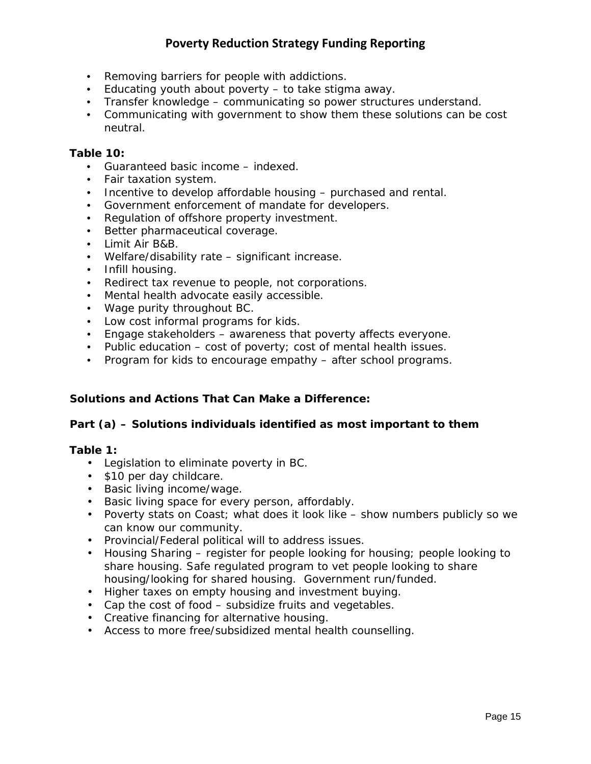- Removing barriers for people with addictions.
- Educating youth about poverty – to take stigma away.
- Transfer knowledge – communicating so power structures understand.
- Communicating with government to show them these solutions can be cost neutral.

**Table 10:**

- Guaranteed basic income – indexed.
- Fair taxation system.
- Incentive to develop affordable housing – purchased and rental.
- Government enforcement of mandate for developers.
- Regulation of offshore property investment.
- Better pharmaceutical coverage.
- Limit Air B&B.
- Welfare/disability rate – significant increase.
- Infill housing.
- Redirect tax revenue to people, not corporations.
- Mental health advocate easily accessible.
- Wage purity throughout BC.
- Low cost informal programs for kids.
- Engage stakeholders – awareness that poverty affects everyone.
- Public education – cost of poverty; cost of mental health issues.
- Program for kids to encourage empathy – after school programs.

**Solutions and Actions That Can Make a Difference:**

**Part (a) – Solutions individuals identified as most important to them**

**Table 1:**

- Legislation to eliminate poverty in BC.
- $10 per day childcare.
- Basic living income/wage.
- Basic living space for every person, affordably.
- Poverty stats on Coast; what does it look like – show numbers publicly so we can know our community.
- Provincial/Federal political will to address issues.
- Housing Sharing – register for people looking for housing; people looking to share housing. Safe regulated program to vet people looking to share housing/looking for shared housing. Government run/funded.
- Higher taxes on empty housing and investment buying.
- Cap the cost of food – subsidize fruits and vegetables.
- Creative financing for alternative housing.
- Access to more free/subsidized mental health counselling.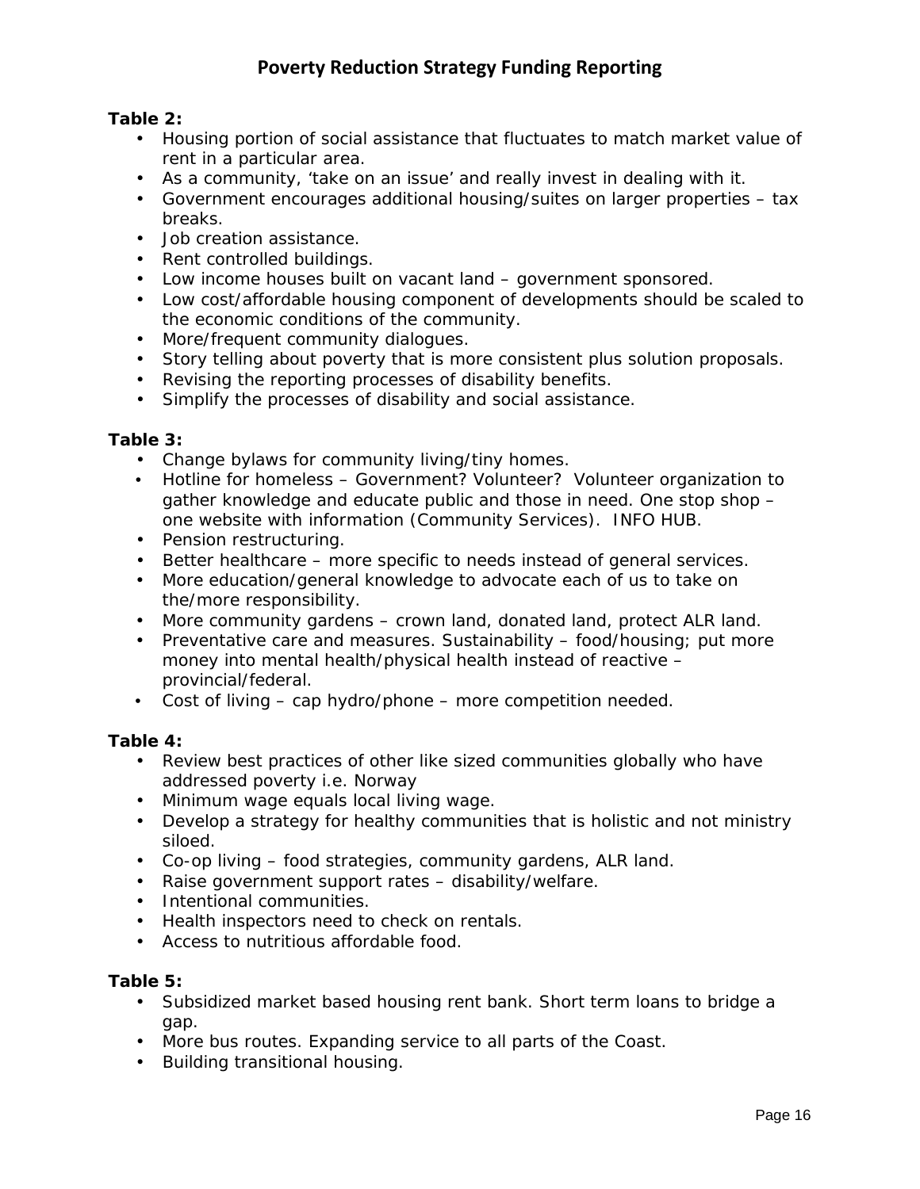# Poverty Reduction Strategy Funding Reporting

**Table 2:**

- Housing portion of social assistance that fluctuates to match market value of rent in a particular area.
- As a community, 'take on an issue' and really invest in dealing with it.
- Government encourages additional housing/suites on larger properties – tax breaks.
- Job creation assistance.
- Rent controlled buildings.
- Low income houses built on vacant land – government sponsored.
- Low cost/affordable housing component of developments should be scaled to the economic conditions of the community.
- More/frequent community dialogues.
- Story telling about poverty that is more consistent plus solution proposals.
- Revising the reporting processes of disability benefits.
- Simplify the processes of disability and social assistance.

**Table 3:**

- Change bylaws for community living/tiny homes.
- Hotline for homeless – Government? Volunteer? Volunteer organization to gather knowledge and educate public and those in need. One stop shop – one website with information (Community Services). INFO HUB.
- Pension restructuring.
- Better healthcare – more specific to needs instead of general services.
- More education/general knowledge to advocate each of us to take on the/more responsibility.
- More community gardens – crown land, donated land, protect ALR land.
- Preventative care and measures. Sustainability – food/housing; put more money into mental health/physical health instead of reactive – provincial/federal.
- Cost of living – cap hydro/phone – more competition needed.

**Table 4:**

- Review best practices of other like sized communities globally who have addressed poverty i.e. Norway
- Minimum wage equals local living wage.
- Develop a strategy for healthy communities that is holistic and not ministry siloed.
- Co-op living – food strategies, community gardens, ALR land.
- Raise government support rates – disability/welfare.
- Intentional communities.
- Health inspectors need to check on rentals.
- Access to nutritious affordable food.

**Table 5:**

- Subsidized market based housing rent bank. Short term loans to bridge a gap.
- More bus routes. Expanding service to all parts of the Coast.
- Building transitional housing.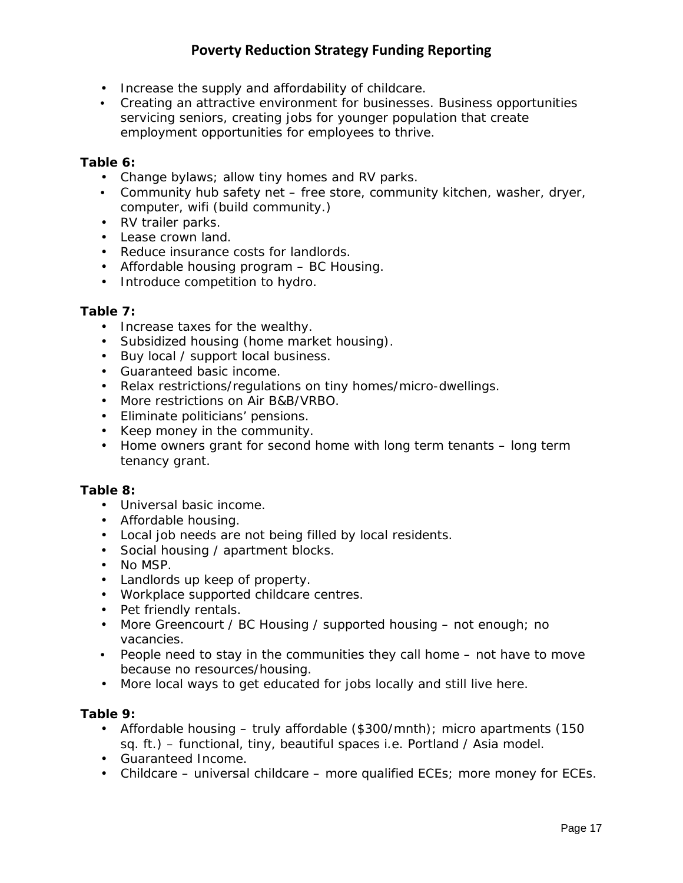- Increase the supply and affordability of childcare.
- Creating an attractive environment for businesses. Business opportunities servicing seniors, creating jobs for younger population that create employment opportunities for employees to thrive.

**Table 6:**

- Change bylaws; allow tiny homes and RV parks.
- Community hub safety net – free store, community kitchen, washer, dryer, computer, wifi (build community.)
- RV trailer parks.
- Lease crown land.
- Reduce insurance costs for landlords.
- Affordable housing program – BC Housing.
- Introduce competition to hydro.

**Table 7:**

- Increase taxes for the wealthy.
- Subsidized housing (home market housing).
- Buy local / support local business.
- Guaranteed basic income.
- Relax restrictions/regulations on tiny homes/micro-dwellings.
- More restrictions on Air B&B/VRBO.
- Eliminate politicians' pensions.
- Keep money in the community.
- Home owners grant for second home with long term tenants – long term tenancy grant.

**Table 8:**

- Universal basic income.
- Affordable housing.
- Local job needs are not being filled by local residents.
- Social housing / apartment blocks.
- No MSP.
- Landlords up keep of property.
- Workplace supported childcare centres.
- Pet friendly rentals.
- More Greencourt / BC Housing / supported housing – not enough; no vacancies.
- People need to stay in the communities they call home – not have to move because no resources/housing.
- More local ways to get educated for jobs locally and still live here.

**Table 9:**

- Affordable housing – truly affordable ($300/mnth); micro apartments (150 sq. ft.) – functional, tiny, beautiful spaces i.e. Portland / Asia model.
- Guaranteed Income.
- Childcare – universal childcare – more qualified ECEs; more money for ECEs.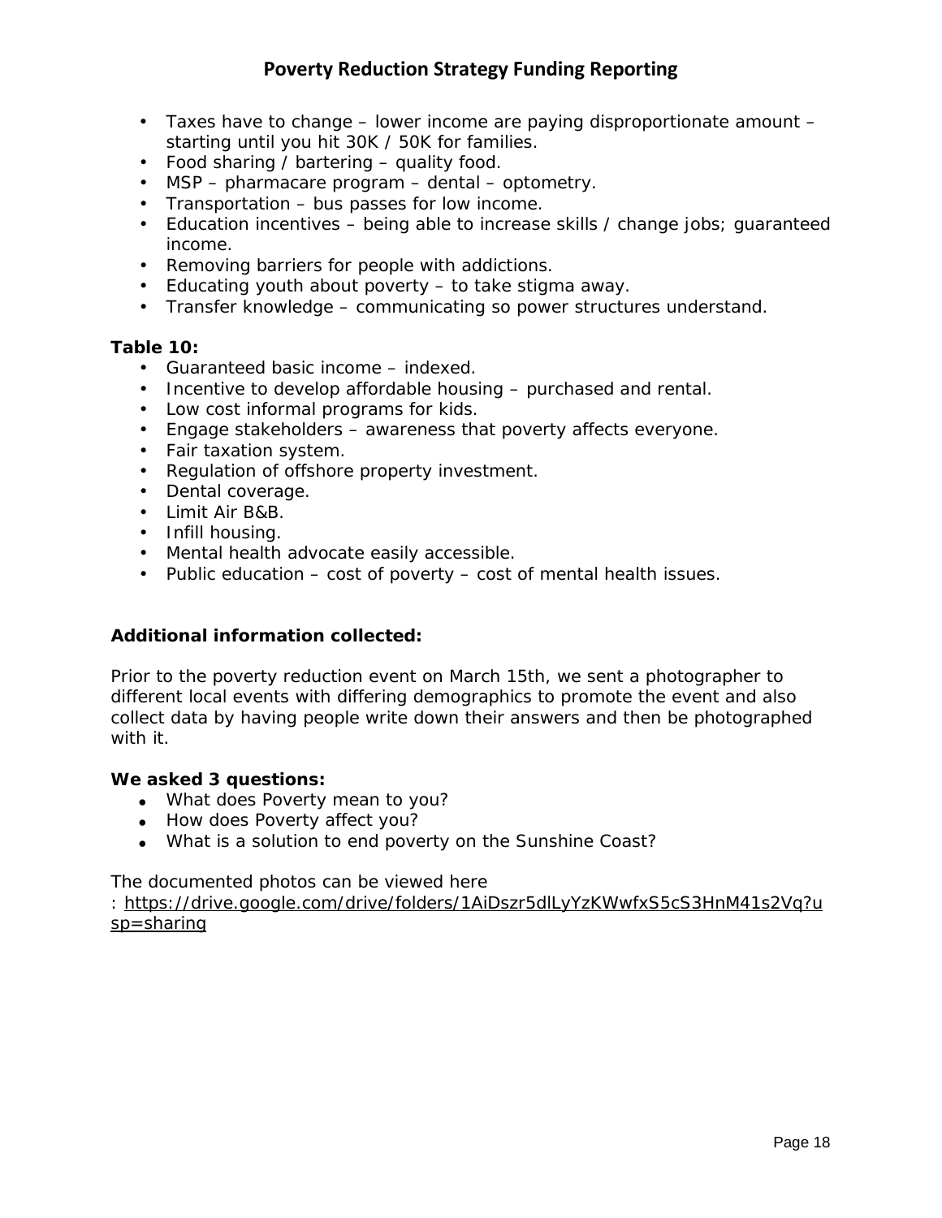- Taxes have to change – lower income are paying disproportionate amount – starting until you hit 30K / 50K for families.
- Food sharing / bartering – quality food.
- MSP – pharmacare program – dental – optometry.
- Transportation – bus passes for low income.
- Education incentives – being able to increase skills / change jobs; guaranteed income.
- Removing barriers for people with addictions.
- Educating youth about poverty – to take stigma away.
- Transfer knowledge – communicating so power structures understand.

**Table 10:**

- Guaranteed basic income – indexed.
- Incentive to develop affordable housing – purchased and rental.
- Low cost informal programs for kids.
- Engage stakeholders – awareness that poverty affects everyone.
- Fair taxation system.
- Regulation of offshore property investment.
- Dental coverage.
- Limit Air B&B.
- Infill housing.
- Mental health advocate easily accessible.
- Public education – cost of poverty – cost of mental health issues.

**Additional information collected:**

Prior to the poverty reduction event on March 15th, we sent a photographer to different local events with differing demographics to promote the event and also collect data by having people write down their answers and then be photographed with it.

**We asked 3 questions:**

- What does Poverty mean to you?
- How does Poverty affect you?
- What is a solution to end poverty on the Sunshine Coast?

The documented photos can be viewed here : https://drive.google.com/drive/folders/1AiDszr5dlLyYzKWwfxS5cS3HnM41s2Vq?usp=sharing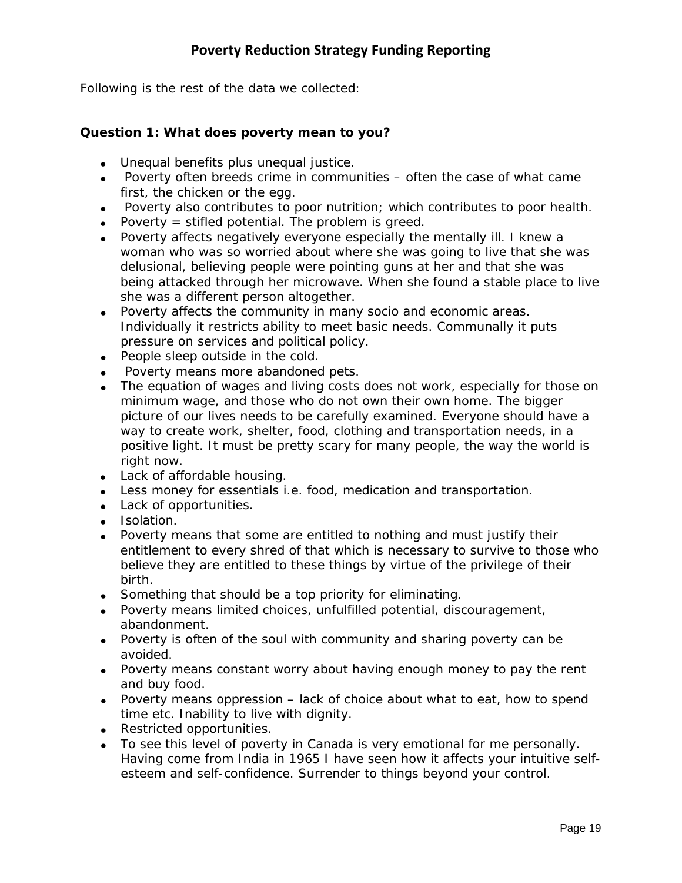## Poverty Reduction Strategy Funding Reporting

*Following is the rest of the data we collected:*

**Question 1: What does poverty mean to you?**

- Unequal benefits plus unequal justice.
- Poverty often breeds crime in communities – often the case of what came first, the chicken or the egg.
- Poverty also contributes to poor nutrition; which contributes to poor health.
- Poverty = stifled potential. The problem is greed.
- Poverty affects negatively everyone especially the mentally ill. I knew a woman who was so worried about where she was going to live that she was delusional, believing people were pointing guns at her and that she was being attacked through her microwave. When she found a stable place to live she was a different person altogether.
- Poverty affects the community in many socio and economic areas. Individually it restricts ability to meet basic needs. Communally it puts pressure on services and political policy.
- People sleep outside in the cold.
- Poverty means more abandoned pets.
- The equation of wages and living costs does not work, especially for those on minimum wage, and those who do not own their own home. The bigger picture of our lives needs to be carefully examined. Everyone should have a way to create work, shelter, food, clothing and transportation needs, in a positive light. It must be pretty scary for many people, the way the world is right now.
- Lack of affordable housing.
- Less money for essentials i.e. food, medication and transportation.
- Lack of opportunities.
- Isolation.
- Poverty means that some are entitled to nothing and must justify their entitlement to every shred of that which is necessary to survive to those who believe they are entitled to these things by virtue of the privilege of their birth.
- Something that should be a top priority for eliminating.
- Poverty means limited choices, unfulfilled potential, discouragement, abandonment.
- Poverty is often of the soul with community and sharing poverty can be avoided.
- Poverty means constant worry about having enough money to pay the rent and buy food.
- Poverty means oppression – lack of choice about what to eat, how to spend time etc. Inability to live with dignity.
- Restricted opportunities.
- To see this level of poverty in Canada is very emotional for me personally. Having come from India in 1965 I have seen how it affects your intuitive self-esteem and self-confidence. Surrender to things beyond your control.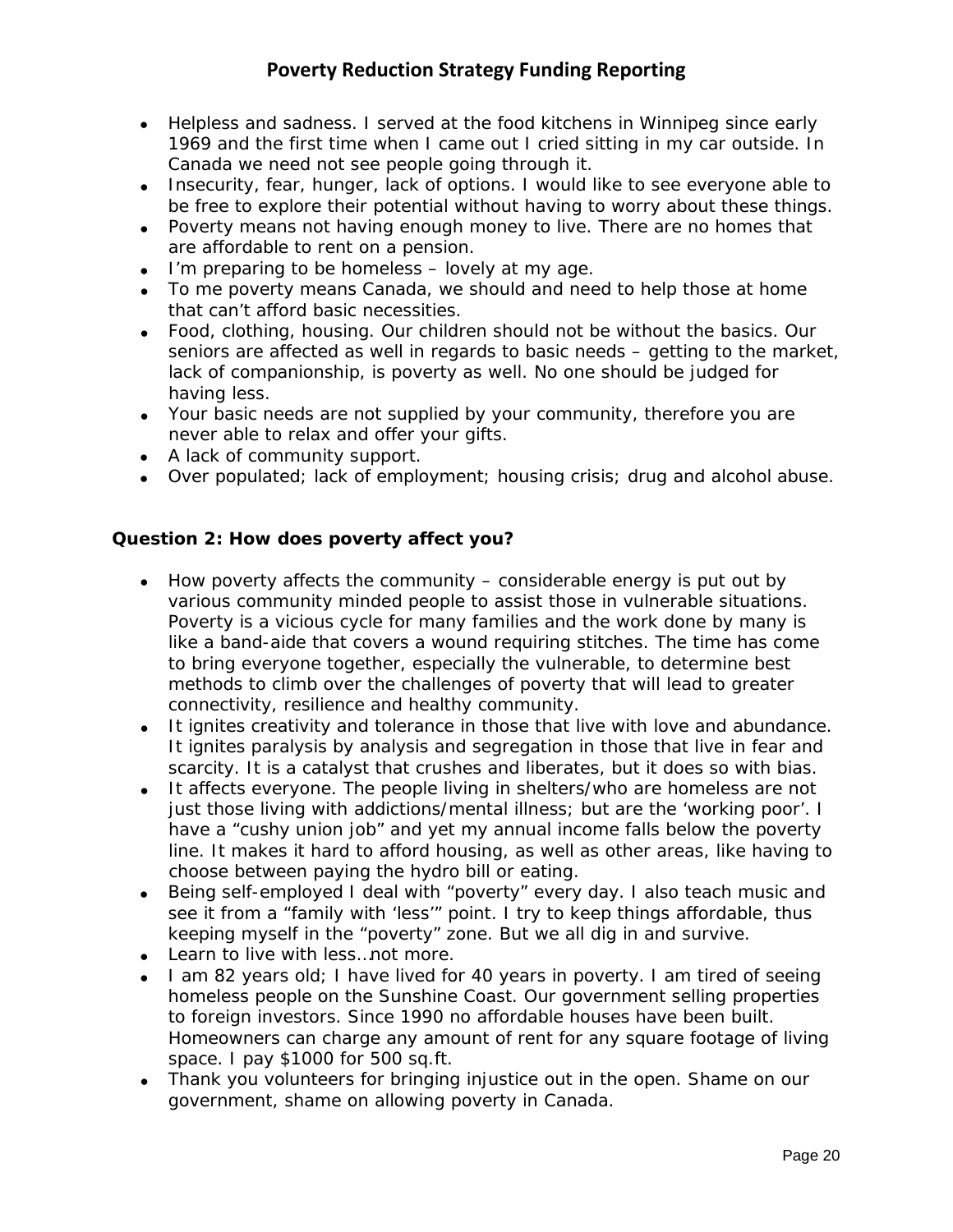- Helpless and sadness. I served at the food kitchens in Winnipeg since early 1969 and the first time when I came out I cried sitting in my car outside. In Canada we need not see people going through it.
- Insecurity, fear, hunger, lack of options. I would like to see everyone able to be free to explore their potential without having to worry about these things.
- Poverty means not having enough money to live. There are no homes that are affordable to rent on a pension.
- I'm preparing to be homeless – lovely at my age.
- To me poverty means Canada, we should and need to help those at home that can't afford basic necessities.
- Food, clothing, housing. Our children should not be without the basics. Our seniors are affected as well in regards to basic needs – getting to the market, lack of companionship, is poverty as well. No one should be judged for having less.
- Your basic needs are not supplied by your community, therefore you are never able to relax and offer your gifts.
- A lack of community support.
- Over populated; lack of employment; housing crisis; drug and alcohol abuse.

**Question 2: How does poverty affect you?**

- How poverty affects the community – considerable energy is put out by various community minded people to assist those in vulnerable situations. Poverty is a vicious cycle for many families and the work done by many is like a band-aide that covers a wound requiring stitches. The time has come to bring everyone together, especially the vulnerable, to determine best methods to climb over the challenges of poverty that will lead to greater connectivity, resilience and healthy community.
- It ignites creativity and tolerance in those that live with love and abundance. It ignites paralysis by analysis and segregation in those that live in fear and scarcity. It is a catalyst that crushes and liberates, but it does so with bias.
- It affects everyone. The people living in shelters/who are homeless are not just those living with addictions/mental illness; but are the 'working poor'. I have a "cushy union job" and yet my annual income falls below the poverty line. It makes it hard to afford housing, as well as other areas, like having to choose between paying the hydro bill or eating.
- Being self-employed I deal with "poverty" every day. I also teach music and see it from a "family with 'less'" point. I try to keep things affordable, thus keeping myself in the "poverty" zone. But we all dig in and survive.
- Learn to live with less…not more.
- I am 82 years old; I have lived for 40 years in poverty. I am tired of seeing homeless people on the Sunshine Coast. Our government selling properties to foreign investors. Since 1990 no affordable houses have been built. Homeowners can charge any amount of rent for any square footage of living space. I pay $1000 for 500 sq.ft.
- Thank you volunteers for bringing injustice out in the open. Shame on our government, shame on allowing poverty in Canada.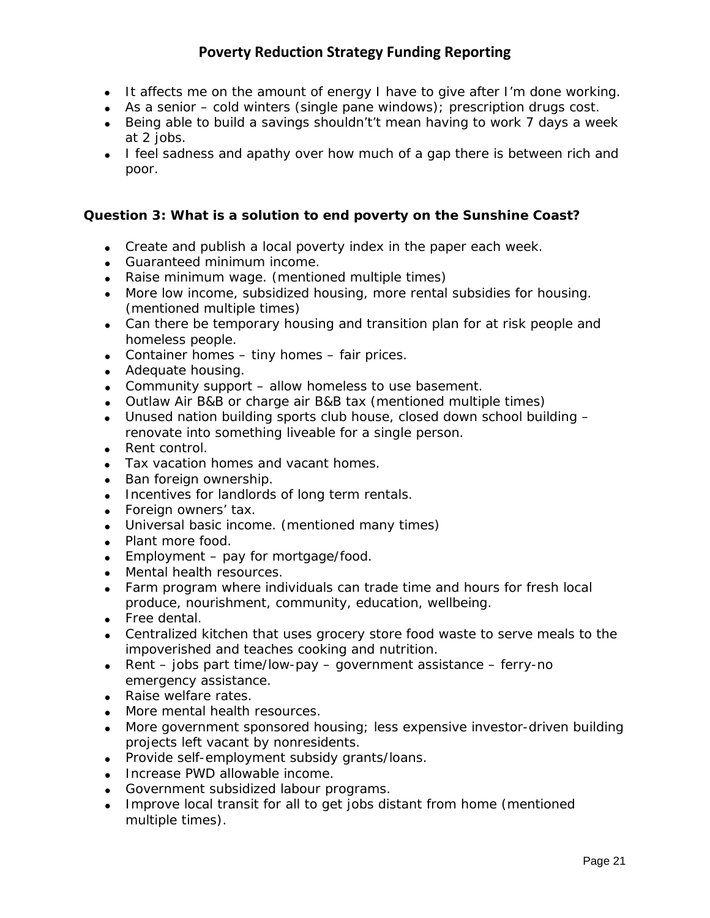- It affects me on the amount of energy I have to give after I'm done working.
- As a senior – cold winters (single pane windows); prescription drugs cost.
- Being able to build a savings shouldn't't mean having to work 7 days a week at 2 jobs.
- I feel sadness and apathy over how much of a gap there is between rich and poor.

**Question 3: What is a solution to end poverty on the Sunshine Coast?**

- Create and publish a local poverty index in the paper each week.
- Guaranteed minimum income.
- Raise minimum wage. (mentioned multiple times)
- More low income, subsidized housing, more rental subsidies for housing. (mentioned multiple times)
- Can there be temporary housing and transition plan for at risk people and homeless people.
- Container homes – tiny homes – fair prices.
- Adequate housing.
- Community support – allow homeless to use basement.
- Outlaw Air B&B or charge air B&B tax (mentioned multiple times)
- Unused nation building sports club house, closed down school building – renovate into something liveable for a single person.
- Rent control.
- Tax vacation homes and vacant homes.
- Ban foreign ownership.
- Incentives for landlords of long term rentals.
- Foreign owners' tax.
- Universal basic income. (mentioned many times)
- Plant more food.
- Employment – pay for mortgage/food.
- Mental health resources.
- Farm program where individuals can trade time and hours for fresh local produce, nourishment, community, education, wellbeing.
- Free dental.
- Centralized kitchen that uses grocery store food waste to serve meals to the impoverished and teaches cooking and nutrition.
- Rent – jobs part time/low-pay – government assistance – ferry-no emergency assistance.
- Raise welfare rates.
- More mental health resources.
- More government sponsored housing; less expensive investor-driven building projects left vacant by nonresidents.
- Provide self-employment subsidy grants/loans.
- Increase PWD allowable income.
- Government subsidized labour programs.
- Improve local transit for all to get jobs distant from home (mentioned multiple times).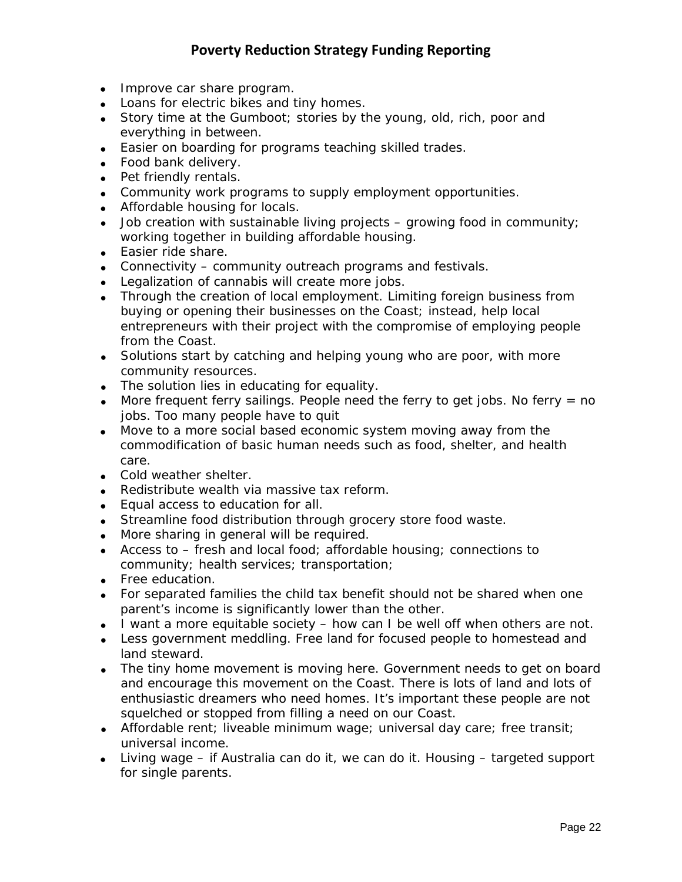- Improve car share program.
- Loans for electric bikes and tiny homes.
- Story time at the Gumboot; stories by the young, old, rich, poor and everything in between.
- Easier on boarding for programs teaching skilled trades.
- Food bank delivery.
- Pet friendly rentals.
- Community work programs to supply employment opportunities.
- Affordable housing for locals.
- Job creation with sustainable living projects – growing food in community; working together in building affordable housing.
- Easier ride share.
- Connectivity – community outreach programs and festivals.
- Legalization of cannabis will create more jobs.
- Through the creation of local employment. Limiting foreign business from buying or opening their businesses on the Coast; instead, help local entrepreneurs with their project with the compromise of employing people from the Coast.
- Solutions start by catching and helping young who are poor, with more community resources.
- The solution lies in educating for equality.
- More frequent ferry sailings. People need the ferry to get jobs. No ferry = no jobs. Too many people have to quit
- Move to a more social based economic system moving away from the commodification of basic human needs such as food, shelter, and health care.
- Cold weather shelter.
- Redistribute wealth via massive tax reform.
- Equal access to education for all.
- Streamline food distribution through grocery store food waste.
- More sharing in general will be required.
- Access to – fresh and local food; affordable housing; connections to community; health services; transportation;
- Free education.
- For separated families the child tax benefit should not be shared when one parent's income is significantly lower than the other.
- I want a more equitable society – how can I be well off when others are not.
- Less government meddling. Free land for focused people to homestead and land steward.
- The tiny home movement is moving here. Government needs to get on board and encourage this movement on the Coast. There is lots of land and lots of enthusiastic dreamers who need homes. It's important these people are not squelched or stopped from filling a need on our Coast.
- Affordable rent; liveable minimum wage; universal day care; free transit; universal income.
- Living wage – if Australia can do it, we can do it. Housing – targeted support for single parents.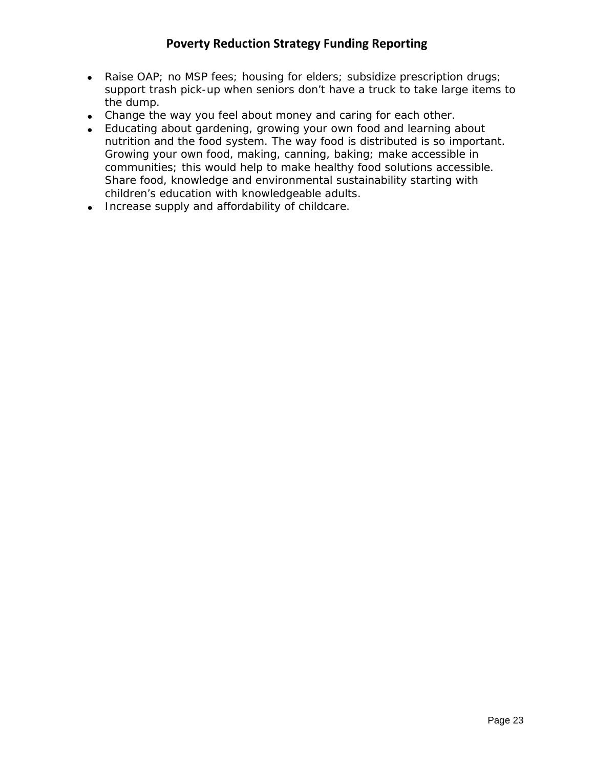- Raise OAP; no MSP fees; housing for elders; subsidize prescription drugs; support trash pick-up when seniors don't have a truck to take large items to the dump.
- Change the way you feel about money and caring for each other.
- Educating about gardening, growing your own food and learning about nutrition and the food system. The way food is distributed is so important. Growing your own food, making, canning, baking; make accessible in communities; this would help to make healthy food solutions accessible. Share food, knowledge and environmental sustainability starting with children's education with knowledgeable adults.
- Increase supply and affordability of childcare.